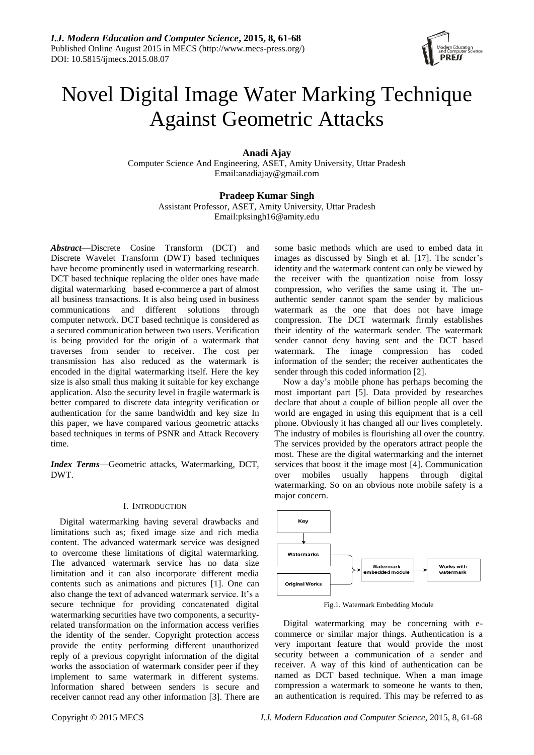# Novel Digital Image Water Marking Technique Against Geometric Attacks

**Anadi Ajay**
Computer Science And Engineering, ASET, Amity University, Uttar Pradesh
Email:anadiajay@gmail.com

**Pradeep Kumar Singh**
Assistant Professor, ASET, Amity University, Uttar Pradesh
Email:pksingh16@amity.edu

***Abstract*****—**Discrete Cosine Transform (DCT) and Discrete Wavelet Transform (DWT) based techniques have become prominently used in watermarking research. DCT based technique replacing the older ones have made digital watermarking based e-commerce a part of almost all business transactions. It is also being used in business communications and different solutions through computer network. DCT based technique is considered as a secured communication between two users. Verification is being provided for the origin of a watermark that traverses from sender to receiver. The cost per transmission has also reduced as the watermark is encoded in the digital watermarking itself. Here the key size is also small thus making it suitable for key exchange application. Also the security level in fragile watermark is better compared to discrete data integrity verification or authentication for the same bandwidth and key size In this paper, we have compared various geometric attacks based techniques in terms of PSNR and Attack Recovery time.

***Index Terms*****—**Geometric attacks, Watermarking, DCT, DWT.

## I. Introduction

Digital watermarking having several drawbacks and limitations such as; fixed image size and rich media content. The advanced watermark service was designed to overcome these limitations of digital watermarking. The advanced watermark service has no data size limitation and it can also incorporate different media contents such as animations and pictures [1]. One can also change the text of advanced watermark service. It's a secure technique for providing concatenated digital watermarking securities have two components, a security-related transformation on the information access verifies the identity of the sender. Copyright protection access provide the entity performing different unauthorized reply of a previous copyright information of the digital works the association of watermark consider peer if they implement to same watermark in different systems. Information shared between senders is secure and receiver cannot read any other information [3]. There are some basic methods which are used to embed data in images as discussed by Singh et al. [17]. The sender's identity and the watermark content can only be viewed by the receiver with the quantization noise from lossy compression, who verifies the same using it. The un-authentic sender cannot spam the sender by malicious watermark as the one that does not have image compression. The DCT watermark firmly establishes their identity of the watermark sender. The watermark sender cannot deny having sent and the DCT based watermark. The image compression has coded information of the sender; the receiver authenticates the sender through this coded information [2].

Now a day's mobile phone has perhaps becoming the most important part [5]. Data provided by researches declare that about a couple of billion people all over the world are engaged in using this equipment that is a cell phone. Obviously it has changed all our lives completely. The industry of mobiles is flourishing all over the country. The services provided by the operators attract people the most. These are the digital watermarking and the internet services that boost it the image most [4]. Communication over mobiles usually happens through digital watermarking. So on an obvious note mobile safety is a major concern.

```
Key
 |
 v
Watermarks ----\
                >--> Watermark embedded module --> Works with watermark
Original Works -/
```

Fig.1. Watermark Embedding Module

Digital watermarking may be concerning with e-commerce or similar major things. Authentication is a very important feature that would provide the most security between a communication of a sender and receiver. A way of this kind of authentication can be named as DCT based technique. When a man image compression a watermark to someone he wants to then, an authentication is required. This may be referred to as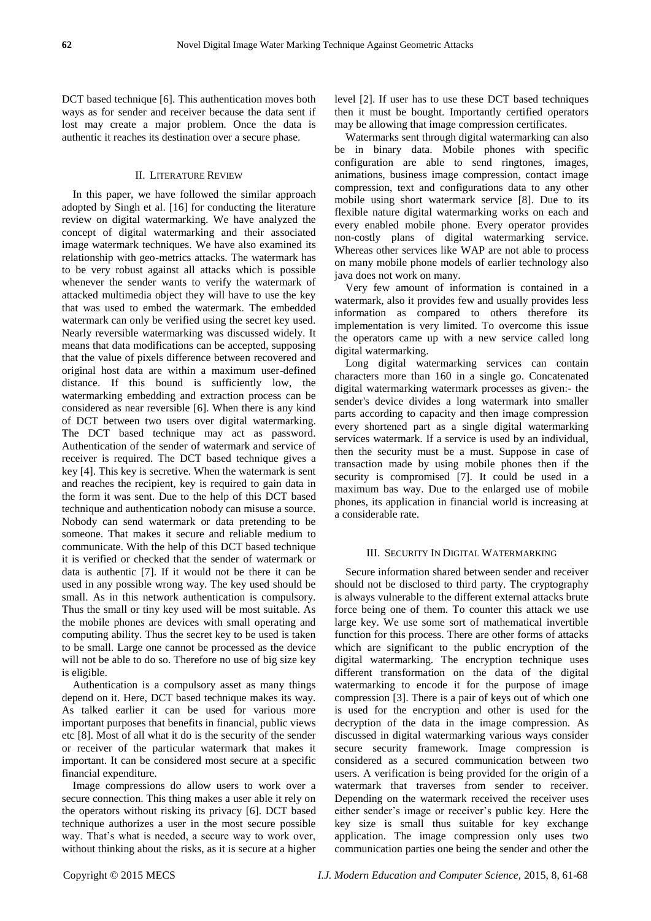DCT based technique [6]. This authentication moves both ways as for sender and receiver because the data sent if lost may create a major problem. Once the data is authentic it reaches its destination over a secure phase.

## II. Literature Review

In this paper, we have followed the similar approach adopted by Singh et al. [16] for conducting the literature review on digital watermarking. We have analyzed the concept of digital watermarking and their associated image watermark techniques. We have also examined its relationship with geo-metrics attacks. The watermark has to be very robust against all attacks which is possible whenever the sender wants to verify the watermark of attacked multimedia object they will have to use the key that was used to embed the watermark. The embedded watermark can only be verified using the secret key used. Nearly reversible watermarking was discussed widely. It means that data modifications can be accepted, supposing that the value of pixels difference between recovered and original host data are within a maximum user-defined distance. If this bound is sufficiently low, the watermarking embedding and extraction process can be considered as near reversible [6]. When there is any kind of DCT between two users over digital watermarking. The DCT based technique may act as password. Authentication of the sender of watermark and service of receiver is required. The DCT based technique gives a key [4]. This key is secretive. When the watermark is sent and reaches the recipient, key is required to gain data in the form it was sent. Due to the help of this DCT based technique and authentication nobody can misuse a source. Nobody can send watermark or data pretending to be someone. That makes it secure and reliable medium to communicate. With the help of this DCT based technique it is verified or checked that the sender of watermark or data is authentic [7]. If it would not be there it can be used in any possible wrong way. The key used should be small. As in this network authentication is compulsory. Thus the small or tiny key used will be most suitable. As the mobile phones are devices with small operating and computing ability. Thus the secret key to be used is taken to be small. Large one cannot be processed as the device will not be able to do so. Therefore no use of big size key is eligible.

Authentication is a compulsory asset as many things depend on it. Here, DCT based technique makes its way. As talked earlier it can be used for various more important purposes that benefits in financial, public views etc [8]. Most of all what it do is the security of the sender or receiver of the particular watermark that makes it important. It can be considered most secure at a specific financial expenditure.

Image compressions do allow users to work over a secure connection. This thing makes a user able it rely on the operators without risking its privacy [6]. DCT based technique authorizes a user in the most secure possible way. That's what is needed, a secure way to work over, without thinking about the risks, as it is secure at a higher level [2]. If user has to use these DCT based techniques then it must be bought. Importantly certified operators may be allowing that image compression certificates.

Watermarks sent through digital watermarking can also be in binary data. Mobile phones with specific configuration are able to send ringtones, images, animations, business image compression, contact image compression, text and configurations data to any other mobile using short watermark service [8]. Due to its flexible nature digital watermarking works on each and every enabled mobile phone. Every operator provides non-costly plans of digital watermarking service. Whereas other services like WAP are not able to process on many mobile phone models of earlier technology also java does not work on many.

Very few amount of information is contained in a watermark, also it provides few and usually provides less information as compared to others therefore its implementation is very limited. To overcome this issue the operators came up with a new service called long digital watermarking.

Long digital watermarking services can contain characters more than 160 in a single go. Concatenated digital watermarking watermark processes as given:- the sender's device divides a long watermark into smaller parts according to capacity and then image compression every shortened part as a single digital watermarking services watermark. If a service is used by an individual, then the security must be a must. Suppose in case of transaction made by using mobile phones then if the security is compromised [7]. It could be used in a maximum bas way. Due to the enlarged use of mobile phones, its application in financial world is increasing at a considerable rate.

## III. Security In Digital Watermarking

Secure information shared between sender and receiver should not be disclosed to third party. The cryptography is always vulnerable to the different external attacks brute force being one of them. To counter this attack we use large key. We use some sort of mathematical invertible function for this process. There are other forms of attacks which are significant to the public encryption of the digital watermarking. The encryption technique uses different transformation on the data of the digital watermarking to encode it for the purpose of image compression [3]. There is a pair of keys out of which one is used for the encryption and other is used for the decryption of the data in the image compression. As discussed in digital watermarking various ways consider secure security framework. Image compression is considered as a secured communication between two users. A verification is being provided for the origin of a watermark that traverses from sender to receiver. Depending on the watermark received the receiver uses either sender's image or receiver's public key. Here the key size is small thus suitable for key exchange application. The image compression only uses two communication parties one being the sender and other the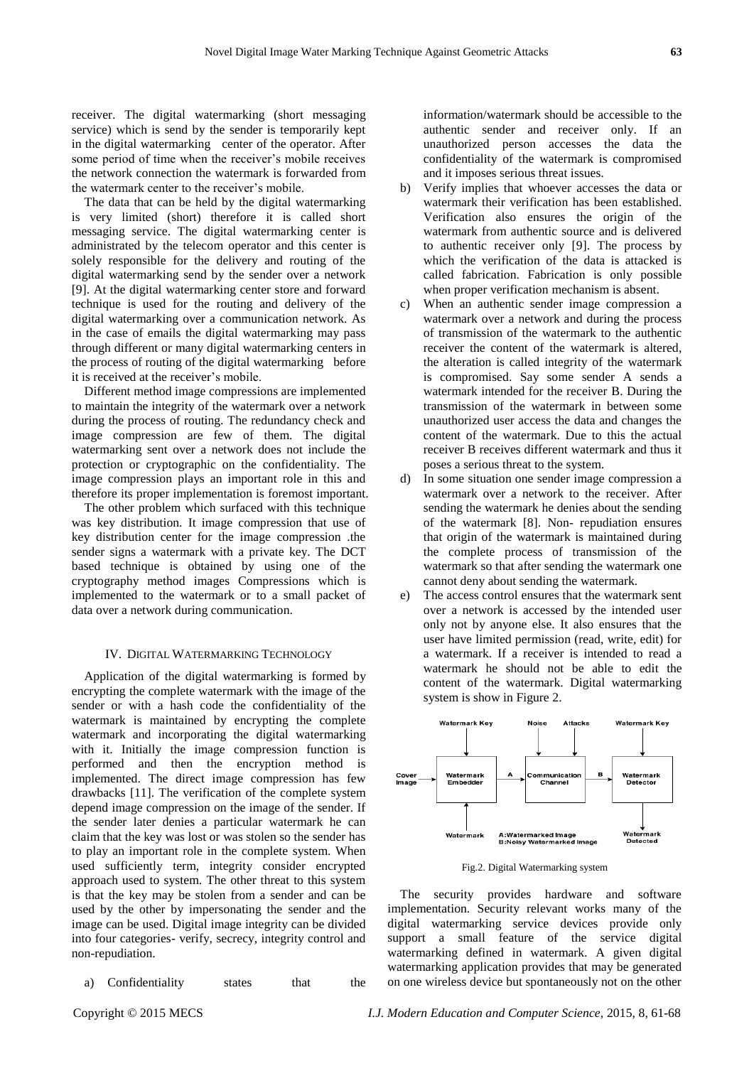receiver. The digital watermarking (short messaging service) which is send by the sender is temporarily kept in the digital watermarking center of the operator. After some period of time when the receiver's mobile receives the network connection the watermark is forwarded from the watermark center to the receiver's mobile.

The data that can be held by the digital watermarking is very limited (short) therefore it is called short messaging service. The digital watermarking center is administrated by the telecom operator and this center is solely responsible for the delivery and routing of the digital watermarking send by the sender over a network [9]. At the digital watermarking center store and forward technique is used for the routing and delivery of the digital watermarking over a communication network. As in the case of emails the digital watermarking may pass through different or many digital watermarking centers in the process of routing of the digital watermarking before it is received at the receiver's mobile.

Different method image compressions are implemented to maintain the integrity of the watermark over a network during the process of routing. The redundancy check and image compression are few of them. The digital watermarking sent over a network does not include the protection or cryptographic on the confidentiality. The image compression plays an important role in this and therefore its proper implementation is foremost important.

The other problem which surfaced with this technique was key distribution. It image compression that use of key distribution center for the image compression .the sender signs a watermark with a private key. The DCT based technique is obtained by using one of the cryptography method images Compressions which is implemented to the watermark or to a small packet of data over a network during communication.

## IV. Digital Watermarking Technology

Application of the digital watermarking is formed by encrypting the complete watermark with the image of the sender or with a hash code the confidentiality of the watermark is maintained by encrypting the complete watermark and incorporating the digital watermarking with it. Initially the image compression function is performed and then the encryption method is implemented. The direct image compression has few drawbacks [11]. The verification of the complete system depend image compression on the image of the sender. If the sender later denies a particular watermark he can claim that the key was lost or was stolen so the sender has to play an important role in the complete system. When used sufficiently term, integrity consider encrypted approach used to system. The other threat to this system is that the key may be stolen from a sender and can be used by the other by impersonating the sender and the image can be used. Digital image integrity can be divided into four categories- verify, secrecy, integrity control and non-repudiation.

a) Confidentiality states that the information/watermark should be accessible to the authentic sender and receiver only. If an unauthorized person accesses the data the confidentiality of the watermark is compromised and it imposes serious threat issues.
b) Verify implies that whoever accesses the data or watermark their verification has been established. Verification also ensures the origin of the watermark from authentic source and is delivered to authentic receiver only [9]. The process by which the verification of the data is attacked is called fabrication. Fabrication is only possible when proper verification mechanism is absent.
c) When an authentic sender image compression a watermark over a network and during the process of transmission of the watermark to the authentic receiver the content of the watermark is altered, the alteration is called integrity of the watermark is compromised. Say some sender A sends a watermark intended for the receiver B. During the transmission of the watermark in between some unauthorized user access the data and changes the content of the watermark. Due to this the actual receiver B receives different watermark and thus it poses a serious threat to the system.
d) In some situation one sender image compression a watermark over a network to the receiver. After sending the watermark he denies about the sending of the watermark [8]. Non- repudiation ensures that origin of the watermark is maintained during the complete process of transmission of the watermark so that after sending the watermark one cannot deny about sending the watermark.
e) The access control ensures that the watermark sent over a network is accessed by the intended user only not by anyone else. It also ensures that the user have limited permission (read, write, edit) for a watermark. If a receiver is intended to read a watermark he should not be able to edit the content of the watermark. Digital watermarking system is show in Figure 2.

Fig.2. Digital Watermarking system

The security provides hardware and software implementation. Security relevant works many of the digital watermarking service devices provide only support a small feature of the service digital watermarking defined in watermark. A given digital watermarking application provides that may be generated on one wireless device but spontaneously not on the other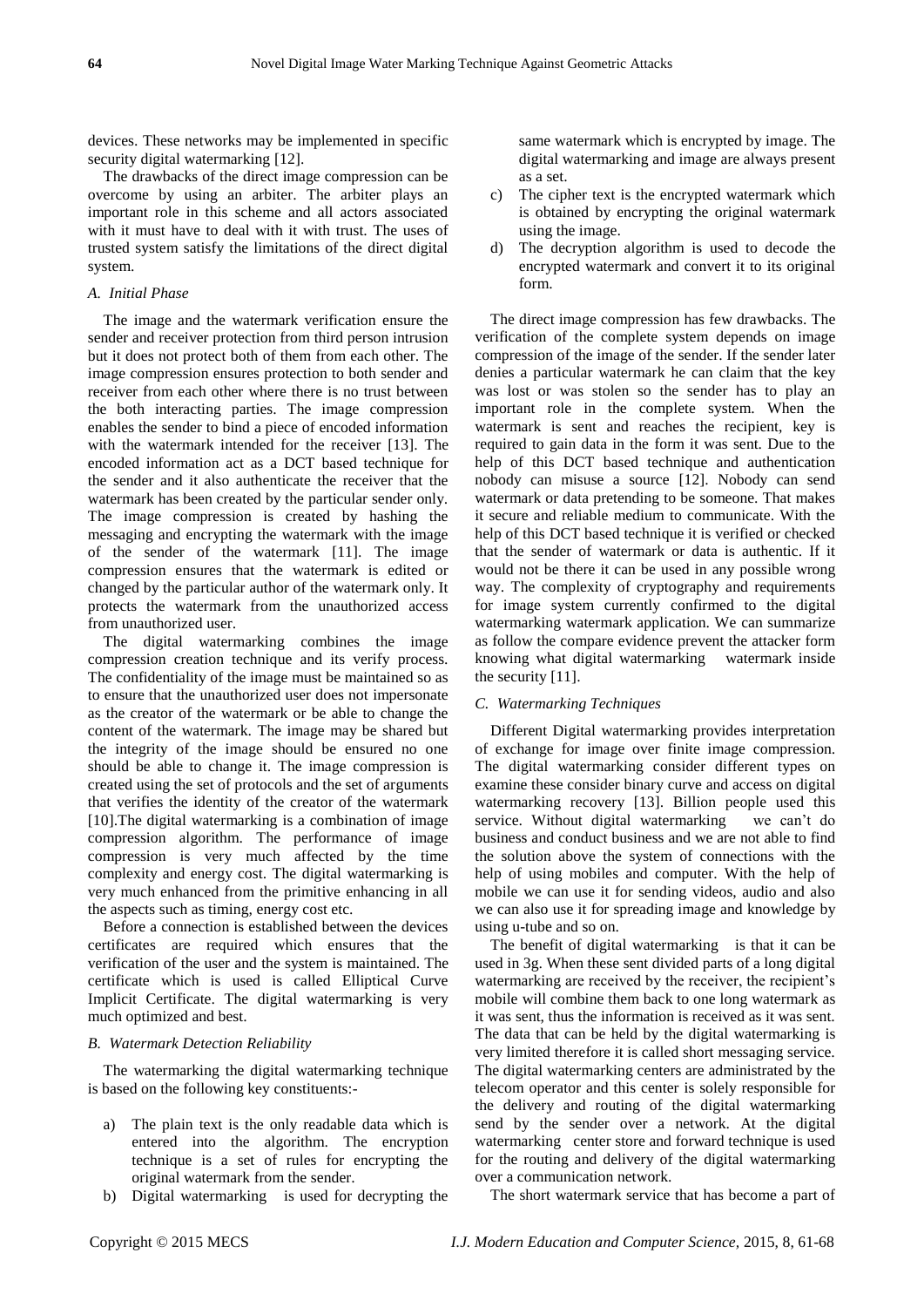devices. These networks may be implemented in specific security digital watermarking [12].

The drawbacks of the direct image compression can be overcome by using an arbiter. The arbiter plays an important role in this scheme and all actors associated with it must have to deal with it with trust. The uses of trusted system satisfy the limitations of the direct digital system.

### *A. Initial Phase*

The image and the watermark verification ensure the sender and receiver protection from third person intrusion but it does not protect both of them from each other. The image compression ensures protection to both sender and receiver from each other where there is no trust between the both interacting parties. The image compression enables the sender to bind a piece of encoded information with the watermark intended for the receiver [13]. The encoded information act as a DCT based technique for the sender and it also authenticate the receiver that the watermark has been created by the particular sender only. The image compression is created by hashing the messaging and encrypting the watermark with the image of the sender of the watermark [11]. The image compression ensures that the watermark is edited or changed by the particular author of the watermark only. It protects the watermark from the unauthorized access from unauthorized user.

The digital watermarking combines the image compression creation technique and its verify process. The confidentiality of the image must be maintained so as to ensure that the unauthorized user does not impersonate as the creator of the watermark or be able to change the content of the watermark. The image may be shared but the integrity of the image should be ensured no one should be able to change it. The image compression is created using the set of protocols and the set of arguments that verifies the identity of the creator of the watermark [10].The digital watermarking is a combination of image compression algorithm. The performance of image compression is very much affected by the time complexity and energy cost. The digital watermarking is very much enhanced from the primitive enhancing in all the aspects such as timing, energy cost etc.

Before a connection is established between the devices certificates are required which ensures that the verification of the user and the system is maintained. The certificate which is used is called Elliptical Curve Implicit Certificate. The digital watermarking is very much optimized and best.

### *B. Watermark Detection Reliability*

The watermarking the digital watermarking technique is based on the following key constituents:-

a) The plain text is the only readable data which is entered into the algorithm. The encryption technique is a set of rules for encrypting the original watermark from the sender.
b) Digital watermarking is used for decrypting the same watermark which is encrypted by image. The digital watermarking and image are always present as a set.
c) The cipher text is the encrypted watermark which is obtained by encrypting the original watermark using the image.
d) The decryption algorithm is used to decode the encrypted watermark and convert it to its original form.

The direct image compression has few drawbacks. The verification of the complete system depends on image compression of the image of the sender. If the sender later denies a particular watermark he can claim that the key was lost or was stolen so the sender has to play an important role in the complete system. When the watermark is sent and reaches the recipient, key is required to gain data in the form it was sent. Due to the help of this DCT based technique and authentication nobody can misuse a source [12]. Nobody can send watermark or data pretending to be someone. That makes it secure and reliable medium to communicate. With the help of this DCT based technique it is verified or checked that the sender of watermark or data is authentic. If it would not be there it can be used in any possible wrong way. The complexity of cryptography and requirements for image system currently confirmed to the digital watermarking watermark application. We can summarize as follow the compare evidence prevent the attacker form knowing what digital watermarking watermark inside the security [11].

### *C. Watermarking Techniques*

Different Digital watermarking provides interpretation of exchange for image over finite image compression. The digital watermarking consider different types on examine these consider binary curve and access on digital watermarking recovery [13]. Billion people used this service. Without digital watermarking we can't do business and conduct business and we are not able to find the solution above the system of connections with the help of using mobiles and computer. With the help of mobile we can use it for sending videos, audio and also we can also use it for spreading image and knowledge by using u-tube and so on.

The benefit of digital watermarking is that it can be used in 3g. When these sent divided parts of a long digital watermarking are received by the receiver, the recipient's mobile will combine them back to one long watermark as it was sent, thus the information is received as it was sent. The data that can be held by the digital watermarking is very limited therefore it is called short messaging service. The digital watermarking centers are administrated by the telecom operator and this center is solely responsible for the delivery and routing of the digital watermarking send by the sender over a network. At the digital watermarking center store and forward technique is used for the routing and delivery of the digital watermarking over a communication network.

The short watermark service that has become a part of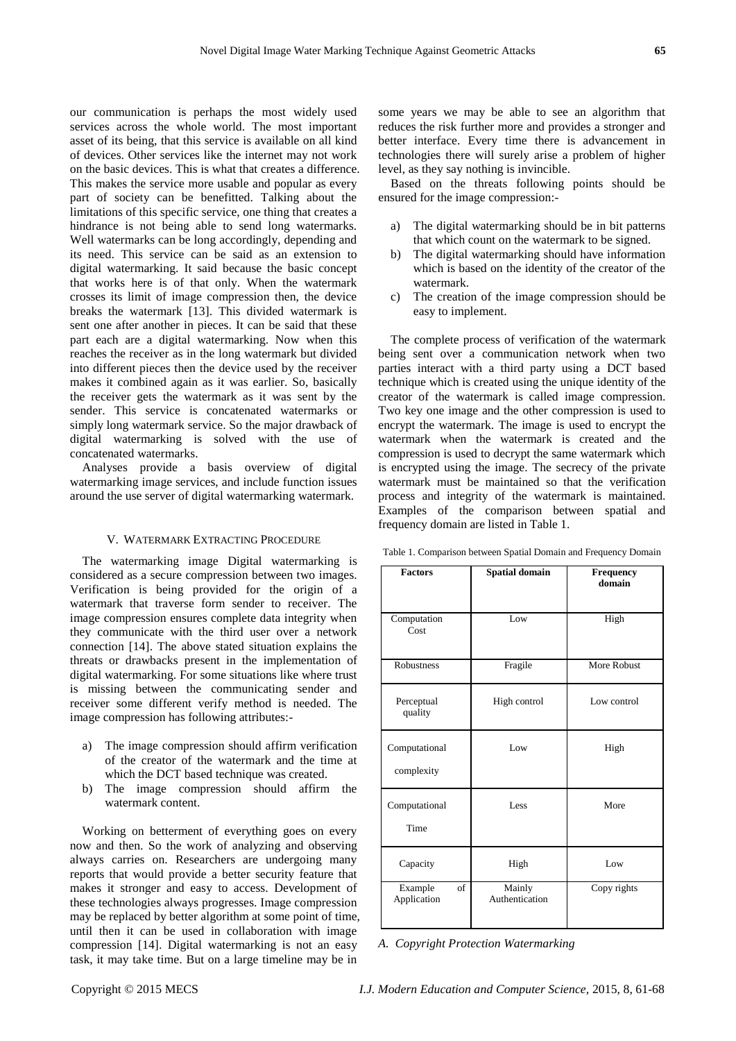our communication is perhaps the most widely used services across the whole world. The most important asset of its being, that this service is available on all kind of devices. Other services like the internet may not work on the basic devices. This is what that creates a difference. This makes the service more usable and popular as every part of society can be benefitted. Talking about the limitations of this specific service, one thing that creates a hindrance is not being able to send long watermarks. Well watermarks can be long accordingly, depending and its need. This service can be said as an extension to digital watermarking. It said because the basic concept that works here is of that only. When the watermark crosses its limit of image compression then, the device breaks the watermark [13]. This divided watermark is sent one after another in pieces. It can be said that these part each are a digital watermarking. Now when this reaches the receiver as in the long watermark but divided into different pieces then the device used by the receiver makes it combined again as it was earlier. So, basically the receiver gets the watermark as it was sent by the sender. This service is concatenated watermarks or simply long watermark service. So the major drawback of digital watermarking is solved with the use of concatenated watermarks.

Analyses provide a basis overview of digital watermarking image services, and include function issues around the use server of digital watermarking watermark.

## V. Watermark Extracting Procedure

The watermarking image Digital watermarking is considered as a secure compression between two images. Verification is being provided for the origin of a watermark that traverse form sender to receiver. The image compression ensures complete data integrity when they communicate with the third user over a network connection [14]. The above stated situation explains the threats or drawbacks present in the implementation of digital watermarking. For some situations like where trust is missing between the communicating sender and receiver some different verify method is needed. The image compression has following attributes:-

a) The image compression should affirm verification of the creator of the watermark and the time at which the DCT based technique was created.
b) The image compression should affirm the watermark content.

Working on betterment of everything goes on every now and then. So the work of analyzing and observing always carries on. Researchers are undergoing many reports that would provide a better security feature that makes it stronger and easy to access. Development of these technologies always progresses. Image compression may be replaced by better algorithm at some point of time, until then it can be used in collaboration with image compression [14]. Digital watermarking is not an easy task, it may take time. But on a large timeline may be in some years we may be able to see an algorithm that reduces the risk further more and provides a stronger and better interface. Every time there is advancement in technologies there will surely arise a problem of higher level, as they say nothing is invincible.

Based on the threats following points should be ensured for the image compression:-

a) The digital watermarking should be in bit patterns that which count on the watermark to be signed.
b) The digital watermarking should have information which is based on the identity of the creator of the watermark.
c) The creation of the image compression should be easy to implement.

The complete process of verification of the watermark being sent over a communication network when two parties interact with a third party using a DCT based technique which is created using the unique identity of the creator of the watermark is called image compression. Two key one image and the other compression is used to encrypt the watermark. The image is used to encrypt the watermark when the watermark is created and the compression is used to decrypt the same watermark which is encrypted using the image. The secrecy of the private watermark must be maintained so that the verification process and integrity of the watermark is maintained. Examples of the comparison between spatial and frequency domain are listed in Table 1.

Table 1. Comparison between Spatial Domain and Frequency Domain

| Factors | Spatial domain | Frequency domain |
|---|---|---|
| Computation Cost | Low | High |
| Robustness | Fragile | More Robust |
| Perceptual quality | High control | Low control |
| Computational complexity | Low | High |
| Computational Time | Less | More |
| Capacity | High | Low |
| Example of Application | Mainly Authentication | Copy rights |

### *A. Copyright Protection Watermarking*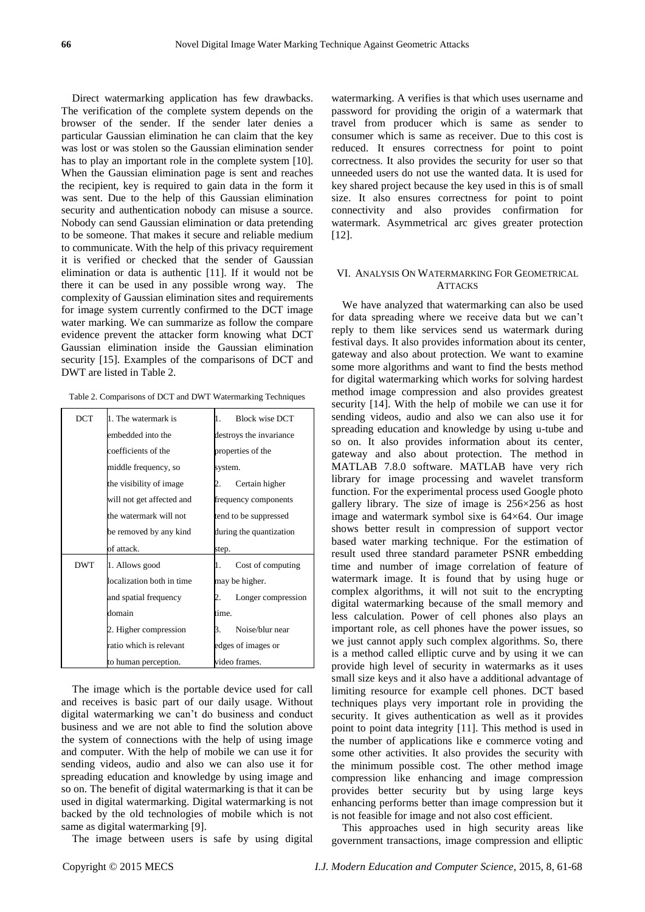Direct watermarking application has few drawbacks. The verification of the complete system depends on the browser of the sender. If the sender later denies a particular Gaussian elimination he can claim that the key was lost or was stolen so the Gaussian elimination sender has to play an important role in the complete system [10]. When the Gaussian elimination page is sent and reaches the recipient, key is required to gain data in the form it was sent. Due to the help of this Gaussian elimination security and authentication nobody can misuse a source. Nobody can send Gaussian elimination or data pretending to be someone. That makes it secure and reliable medium to communicate. With the help of this privacy requirement it is verified or checked that the sender of Gaussian elimination or data is authentic [11]. If it would not be there it can be used in any possible wrong way. The complexity of Gaussian elimination sites and requirements for image system currently confirmed to the DCT image water marking. We can summarize as follow the compare evidence prevent the attacker form knowing what DCT Gaussian elimination inside the Gaussian elimination security [15]. Examples of the comparisons of DCT and DWT are listed in Table 2.

Table 2. Comparisons of DCT and DWT Watermarking Techniques

| | | |
|---|---|---|
| DCT | 1. The watermark is embedded into the coefficients of the middle frequency, so the visibility of image will not get affected and the watermark will not be removed by any kind of attack. | 1. Block wise DCT destroys the invariance properties of the system.<br>2. Certain higher frequency components tend to be suppressed during the quantization step. |
| DWT | 1. Allows good localization both in time and spatial frequency domain<br>2. Higher compression ratio which is relevant to human perception. | 1. Cost of computing may be higher.<br>2. Longer compression time.<br>3. Noise/blur near edges of images or video frames. |

The image which is the portable device used for call and receives is basic part of our daily usage. Without digital watermarking we can't do business and conduct business and we are not able to find the solution above the system of connections with the help of using image and computer. With the help of mobile we can use it for sending videos, audio and also we can also use it for spreading education and knowledge by using image and so on. The benefit of digital watermarking is that it can be used in digital watermarking. Digital watermarking is not backed by the old technologies of mobile which is not same as digital watermarking [9].

The image between users is safe by using digital watermarking. A verifies is that which uses username and password for providing the origin of a watermark that travel from producer which is same as sender to consumer which is same as receiver. Due to this cost is reduced. It ensures correctness for point to point correctness. It also provides the security for user so that unneeded users do not use the wanted data. It is used for key shared project because the key used in this is of small size. It also ensures correctness for point to point connectivity and also provides confirmation for watermark. Asymmetrical arc gives greater protection [12].

## VI. Analysis On Watermarking For Geometrical Attacks

We have analyzed that watermarking can also be used for data spreading where we receive data but we can't reply to them like services send us watermark during festival days. It also provides information about its center, gateway and also about protection. We want to examine some more algorithms and want to find the bests method for digital watermarking which works for solving hardest method image compression and also provides greatest security [14]. With the help of mobile we can use it for sending videos, audio and also we can also use it for spreading education and knowledge by using u-tube and so on. It also provides information about its center, gateway and also about protection. The method in MATLAB 7.8.0 software. MATLAB have very rich library for image processing and wavelet transform function. For the experimental process used Google photo gallery library. The size of image is 256×256 as host image and watermark symbol sixe is 64×64. Our image shows better result in compression of support vector based water marking technique. For the estimation of result used three standard parameter PSNR embedding time and number of image correlation of feature of watermark image. It is found that by using huge or complex algorithms, it will not suit to the encrypting digital watermarking because of the small memory and less calculation. Power of cell phones also plays an important role, as cell phones have the power issues, so we just cannot apply such complex algorithms. So, there is a method called elliptic curve and by using it we can provide high level of security in watermarks as it uses small size keys and it also have a additional advantage of limiting resource for example cell phones. DCT based techniques plays very important role in providing the security. It gives authentication as well as it provides point to point data integrity [11]. This method is used in the number of applications like e commerce voting and some other activities. It also provides the security with the minimum possible cost. The other method image compression like enhancing and image compression provides better security but by using large keys enhancing performs better than image compression but it is not feasible for image and not also cost efficient.

This approaches used in high security areas like government transactions, image compression and elliptic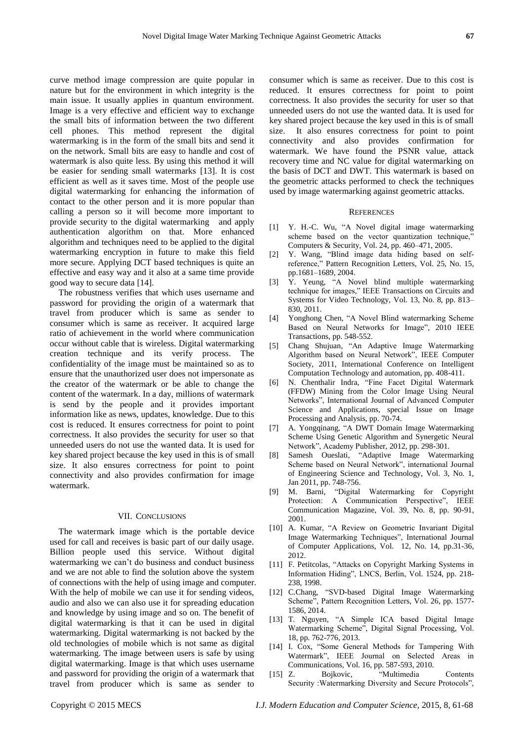curve method image compression are quite popular in nature but for the environment in which integrity is the main issue. It usually applies in quantum environment. Image is a very effective and efficient way to exchange the small bits of information between the two different cell phones. This method represent the digital watermarking is in the form of the small bits and send it on the network. Small bits are easy to handle and cost of watermark is also quite less. By using this method it will be easier for sending small watermarks [13]. It is cost efficient as well as it saves time. Most of the people use digital watermarking for enhancing the information of contact to the other person and it is more popular than calling a person so it will become more important to provide security to the digital watermarking and apply authentication algorithm on that. More enhanced algorithm and techniques need to be applied to the digital watermarking encryption in future to make this field more secure. Applying DCT based techniques is quite an effective and easy way and it also at a same time provide good way to secure data [14].

The robustness verifies that which uses username and password for providing the origin of a watermark that travel from producer which is same as sender to consumer which is same as receiver. It acquired large ratio of achievement in the world where communication occur without cable that is wireless. Digital watermarking creation technique and its verify process. The confidentiality of the image must be maintained so as to ensure that the unauthorized user does not impersonate as the creator of the watermark or be able to change the content of the watermark. In a day, millions of watermark is send by the people and it provides important information like as news, updates, knowledge. Due to this cost is reduced. It ensures correctness for point to point correctness. It also provides the security for user so that unneeded users do not use the wanted data. It is used for key shared project because the key used in this is of small size. It also ensures correctness for point to point connectivity and also provides confirmation for image watermark.

## VII. Conclusions

The watermark image which is the portable device used for call and receives is basic part of our daily usage. Billion people used this service. Without digital watermarking we can't do business and conduct business and we are not able to find the solution above the system of connections with the help of using image and computer. With the help of mobile we can use it for sending videos, audio and also we can also use it for spreading education and knowledge by using image and so on. The benefit of digital watermarking is that it can be used in digital watermarking. Digital watermarking is not backed by the old technologies of mobile which is not same as digital watermarking. The image between users is safe by using digital watermarking. Image is that which uses username and password for providing the origin of a watermark that travel from producer which is same as sender to consumer which is same as receiver. Due to this cost is reduced. It ensures correctness for point to point correctness. It also provides the security for user so that unneeded users do not use the wanted data. It is used for key shared project because the key used in this is of small size. It also ensures correctness for point to point connectivity and also provides confirmation for watermark. We have found the PSNR value, attack recovery time and NC value for digital watermarking on the basis of DCT and DWT. This watermark is based on the geometric attacks performed to check the techniques used by image watermarking against geometric attacks.

## References

[1] Y. H.-C. Wu, "A Novel digital image watermarking scheme based on the vector quantization technique," Computers & Security, Vol. 24, pp. 460–471, 2005.

[2] Y. Wang, "Blind image data hiding based on self-reference," Pattern Recognition Letters, Vol. 25, No. 15, pp.1681–1689, 2004.

[3] Y. Yeung, "A Novel blind multiple watermarking technique for images," IEEE Transactions on Circuits and Systems for Video Technology, Vol. 13, No. 8, pp. 813–830, 2011.

[4] Yonghong Chen, "A Novel Blind watermarking Scheme Based on Neural Networks for Image", 2010 IEEE Transactions, pp. 548-552.

[5] Chang Shujuan, "An Adaptive Image Watermarking Algorithm based on Neural Network", IEEE Computer Society, 2011, International Conference on Intelligent Computation Technology and automation, pp. 408-411.

[6] N. Chenthalir Indra, "Fine Facet Digital Watermark (FFDW) Mining from the Color Image Using Neural Networks", International Journal of Advanced Computer Science and Applications, special Issue on Image Processing and Analysis, pp. 70-74.

[7] A. Yongqinang, "A DWT Domain Image Watermarking Scheme Using Genetic Algorithm and Synergetic Neural Network", Academy Publisher, 2012, pp. 298-301.

[8] Samesh Oueslati, "Adaptive Image Watermarking Scheme based on Neural Network", international Journal of Engineering Science and Technology, Vol. 3, No. 1, Jan 2011, pp. 748-756.

[9] M. Barni, "Digital Watermarking for Copyright Protection: A Communication Perspective", IEEE Communication Magazine, Vol. 39, No. 8, pp. 90-91, 2001.

[10] A. Kumar, "A Review on Geometric Invariant Digital Image Watermarking Techniques", International Journal of Computer Applications, Vol. 12, No. 14, pp.31-36, 2012.

[11] F. Petitcolas, "Attacks on Copyright Marking Systems in Information Hiding", LNCS, Berlin, Vol. 1524, pp. 218-238, 1998.

[12] C.Chang, "SVD-based Digital Image Watermarking Scheme", Pattern Recognition Letters, Vol. 26, pp. 1577-1586, 2014.

[13] T. Nguyen, "A Simple ICA based Digital Image Watermarking Scheme", Digital Signal Processing, Vol. 18, pp. 762-776, 2013.

[14] I. Cox, "Some General Methods for Tampering With Watermark", IEEE Journal on Selected Areas in Communications, Vol. 16, pp. 587-593, 2010.

[15] Z. Bojkovic, "Multimedia Contents Security :Watermarking Diversity and Secure Protocols",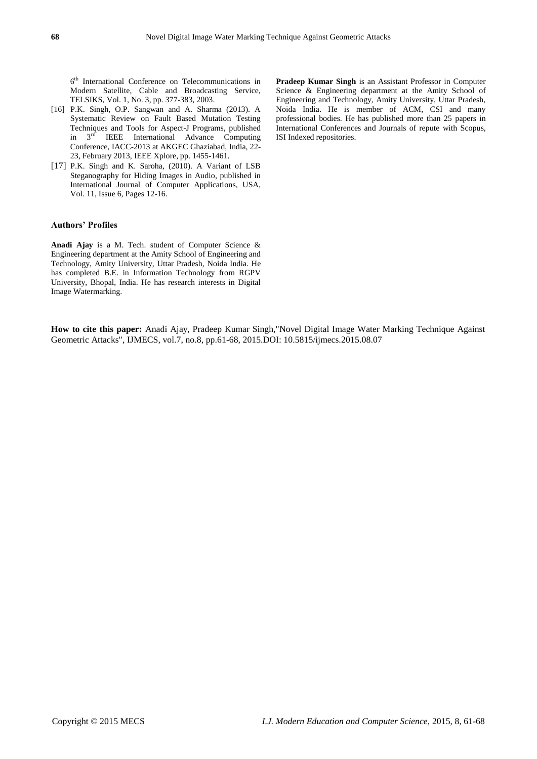6th International Conference on Telecommunications in Modern Satellite, Cable and Broadcasting Service, TELSIKS, Vol. 1, No. 3, pp. 377-383, 2003.

[16] P.K. Singh, O.P. Sangwan and A. Sharma (2013). A Systematic Review on Fault Based Mutation Testing Techniques and Tools for Aspect-J Programs, published in 3rd IEEE International Advance Computing Conference, IACC-2013 at AKGEC Ghaziabad, India, 22-23, February 2013, IEEE Xplore, pp. 1455-1461.

[17] P.K. Singh and K. Saroha, (2010). A Variant of LSB Steganography for Hiding Images in Audio, published in International Journal of Computer Applications, USA, Vol. 11, Issue 6, Pages 12-16.

### Authors' Profiles

**Anadi Ajay** is a M. Tech. student of Computer Science & Engineering department at the Amity School of Engineering and Technology, Amity University, Uttar Pradesh, Noida India. He has completed B.E. in Information Technology from RGPV University, Bhopal, India. He has research interests in Digital Image Watermarking.

**Pradeep Kumar Singh** is an Assistant Professor in Computer Science & Engineering department at the Amity School of Engineering and Technology, Amity University, Uttar Pradesh, Noida India. He is member of ACM, CSI and many professional bodies. He has published more than 25 papers in International Conferences and Journals of repute with Scopus, ISI Indexed repositories.

**How to cite this paper:** Anadi Ajay, Pradeep Kumar Singh,"Novel Digital Image Water Marking Technique Against Geometric Attacks", IJMECS, vol.7, no.8, pp.61-68, 2015.DOI: 10.5815/ijmecs.2015.08.07